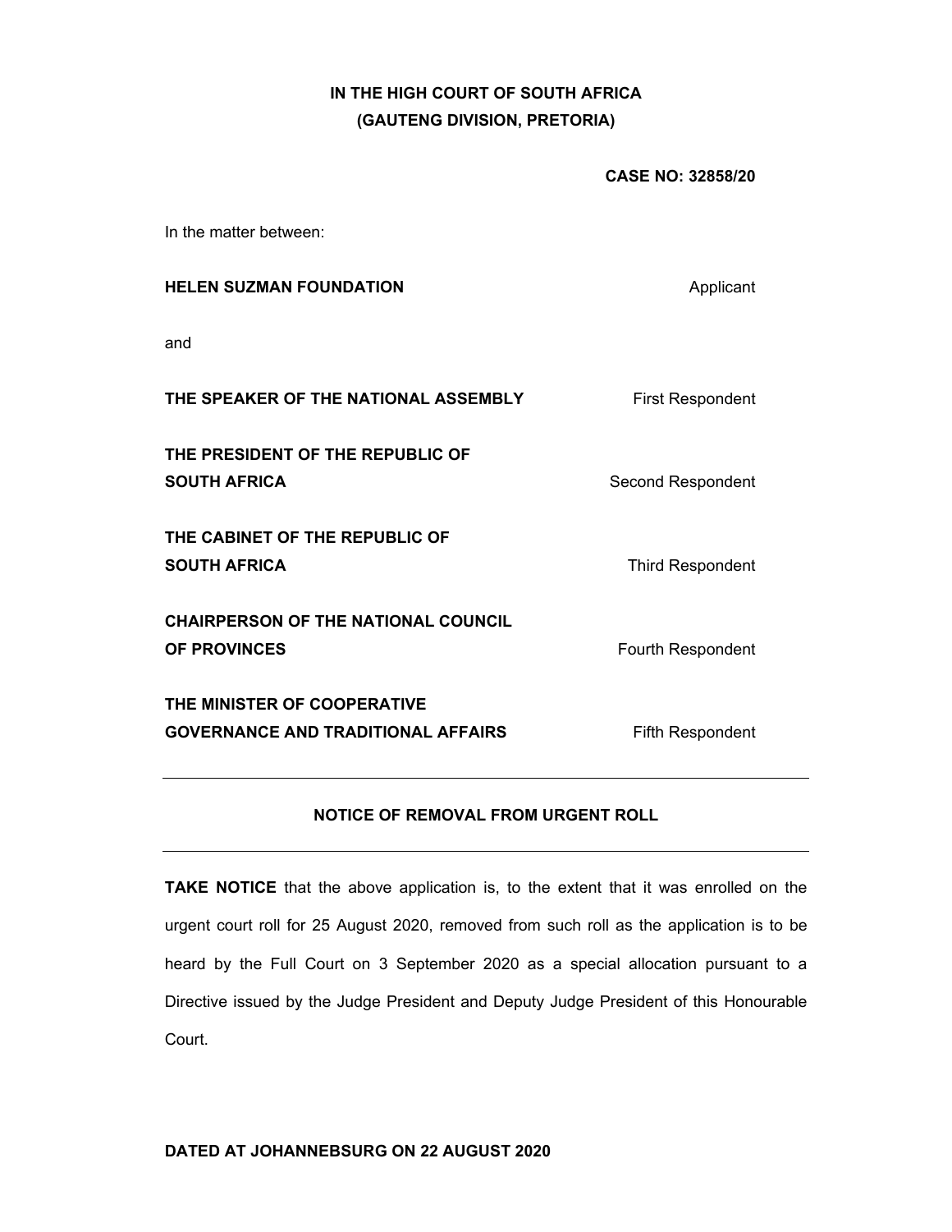**IN THE HIGH COURT OF SOUTH AFRICA**
**(GAUTENG DIVISION, PRETORIA)**

**CASE NO: 32858/20**

In the matter between:

| | |
|---|---|
| **HELEN SUZMAN FOUNDATION** | Applicant |
| and | |
| **THE SPEAKER OF THE NATIONAL ASSEMBLY** | First Respondent |
| **THE PRESIDENT OF THE REPUBLIC OF SOUTH AFRICA** | Second Respondent |
| **THE CABINET OF THE REPUBLIC OF SOUTH AFRICA** | Third Respondent |
| **CHAIRPERSON OF THE NATIONAL COUNCIL OF PROVINCES** | Fourth Respondent |
| **THE MINISTER OF COOPERATIVE GOVERNANCE AND TRADITIONAL AFFAIRS** | Fifth Respondent |

---

**NOTICE OF REMOVAL FROM URGENT ROLL**

---

**TAKE NOTICE** that the above application is, to the extent that it was enrolled on the urgent court roll for 25 August 2020, removed from such roll as the application is to be heard by the Full Court on 3 September 2020 as a special allocation pursuant to a Directive issued by the Judge President and Deputy Judge President of this Honourable Court.

**DATED AT JOHANNEBSURG ON 22 AUGUST 2020**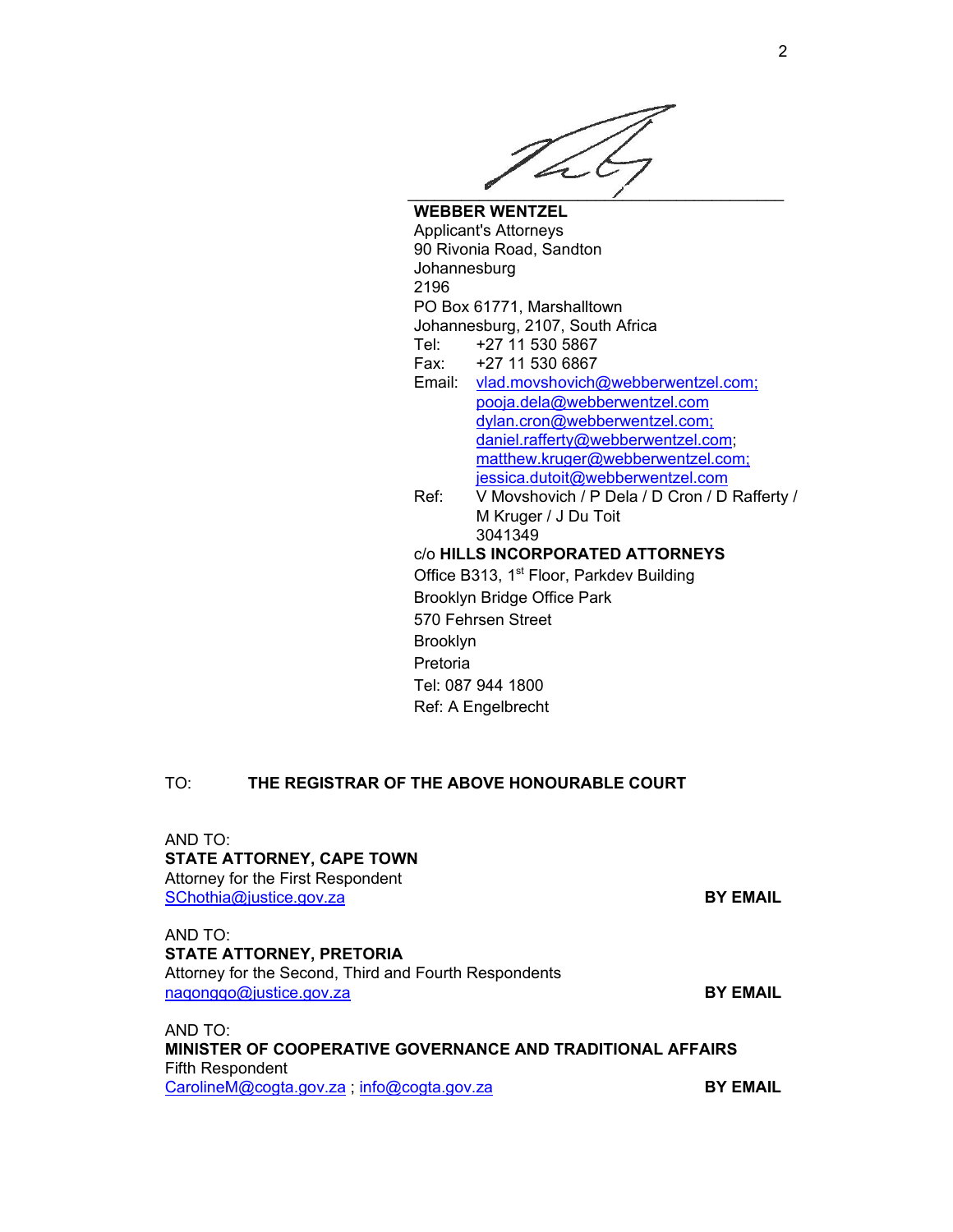**WEBBER WENTZEL**
Applicant's Attorneys
90 Rivonia Road, Sandton
Johannesburg
2196
PO Box 61771, Marshalltown
Johannesburg, 2107, South Africa
Tel: +27 11 530 5867
Fax: +27 11 530 6867
Email: vlad.movshovich@webberwentzel.com; pooja.dela@webberwentzel.com dylan.cron@webberwentzel.com; daniel.rafferty@webberwentzel.com; matthew.kruger@webberwentzel.com; jessica.dutoit@webberwentzel.com
Ref: V Movshovich / P Dela / D Cron / D Rafferty / M Kruger / J Du Toit
3041349
c/o **HILLS INCORPORATED ATTORNEYS**
Office B313, 1st Floor, Parkdev Building
Brooklyn Bridge Office Park
570 Fehrsen Street
Brooklyn
Pretoria
Tel: 087 944 1800
Ref: A Engelbrecht

TO: **THE REGISTRAR OF THE ABOVE HONOURABLE COURT**

AND TO:
**STATE ATTORNEY, CAPE TOWN**
Attorney for the First Respondent
SChothia@justice.gov.za **BY EMAIL**

AND TO:
**STATE ATTORNEY, PRETORIA**
Attorney for the Second, Third and Fourth Respondents
naqongqo@justice.gov.za **BY EMAIL**

AND TO:
**MINISTER OF COOPERATIVE GOVERNANCE AND TRADITIONAL AFFAIRS**
Fifth Respondent
CarolineM@cogta.gov.za ; info@cogta.gov.za **BY EMAIL**